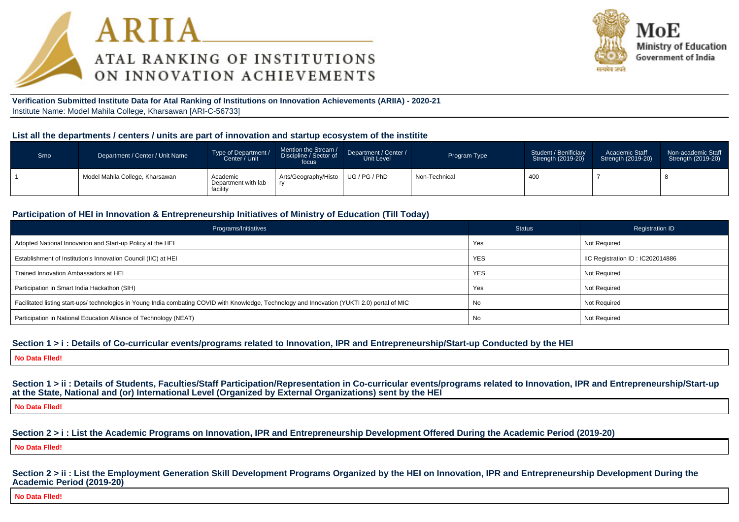# ARIIA
## ATAL RANKING OF INSTITUTIONS ON INNOVATION ACHIEVEMENTS

MoE
Ministry of Education
Government of India

**Verification Submitted Institute Data for Atal Ranking of Institutions on Innovation Achievements (ARIIA) - 2020-21**
Institute Name: Model Mahila College, Kharsawan [ARI-C-56733]

### List all the departments / centers / units are part of innovation and startup ecosystem of the institite

| Srno | Department / Center / Unit Name | Type of Department / Center / Unit | Mention the Stream / Discipline / Sector of focus | Department / Center / Unit Level | Program Type | Student / Benificiary Strength (2019-20) | Academic Staff Strength (2019-20) | Non-academic Staff Strength (2019-20) |
|---|---|---|---|---|---|---|---|---|
| 1 | Model Mahila College, Kharsawan | Academic Department with lab facility | Arts/Geography/History | UG / PG / PhD | Non-Technical | 400 | 7 | 8 |

### Participation of HEI in Innovation & Entrepreneurship Initiatives of Ministry of Education (Till Today)

| Programs/Initiatives | Status | Registration ID |
|---|---|---|
| Adopted National Innovation and Start-up Policy at the HEI | Yes | Not Required |
| Establishment of Institution's Innovation Council (IIC) at HEI | YES | IIC Registration ID : IC202014886 |
| Trained Innovation Ambassadors at HEI | YES | Not Required |
| Participation in Smart India Hackathon (SIH) | Yes | Not Required |
| Facilitated listing start-ups/ technologies in Young India combating COVID with Knowledge, Technology and Innovation (YUKTI 2.0) portal of MIC | No | Not Required |
| Participation in National Education Alliance of Technology (NEAT) | No | Not Required |

### Section 1 > i : Details of Co-curricular events/programs related to Innovation, IPR and Entrepreneurship/Start-up Conducted by the HEI

**No Data Flled!**

### Section 1 > ii : Details of Students, Faculties/Staff Participation/Representation in Co-curricular events/programs related to Innovation, IPR and Entrepreneurship/Start-up at the State, National and (or) International Level (Organized by External Organizations) sent by the HEI

**No Data Flled!**

### Section 2 > i : List the Academic Programs on Innovation, IPR and Entrepreneurship Development Offered During the Academic Period (2019-20)

**No Data Flled!**

### Section 2 > ii : List the Employment Generation Skill Development Programs Organized by the HEI on Innovation, IPR and Entrepreneurship Development During the Academic Period (2019-20)

**No Data Flled!**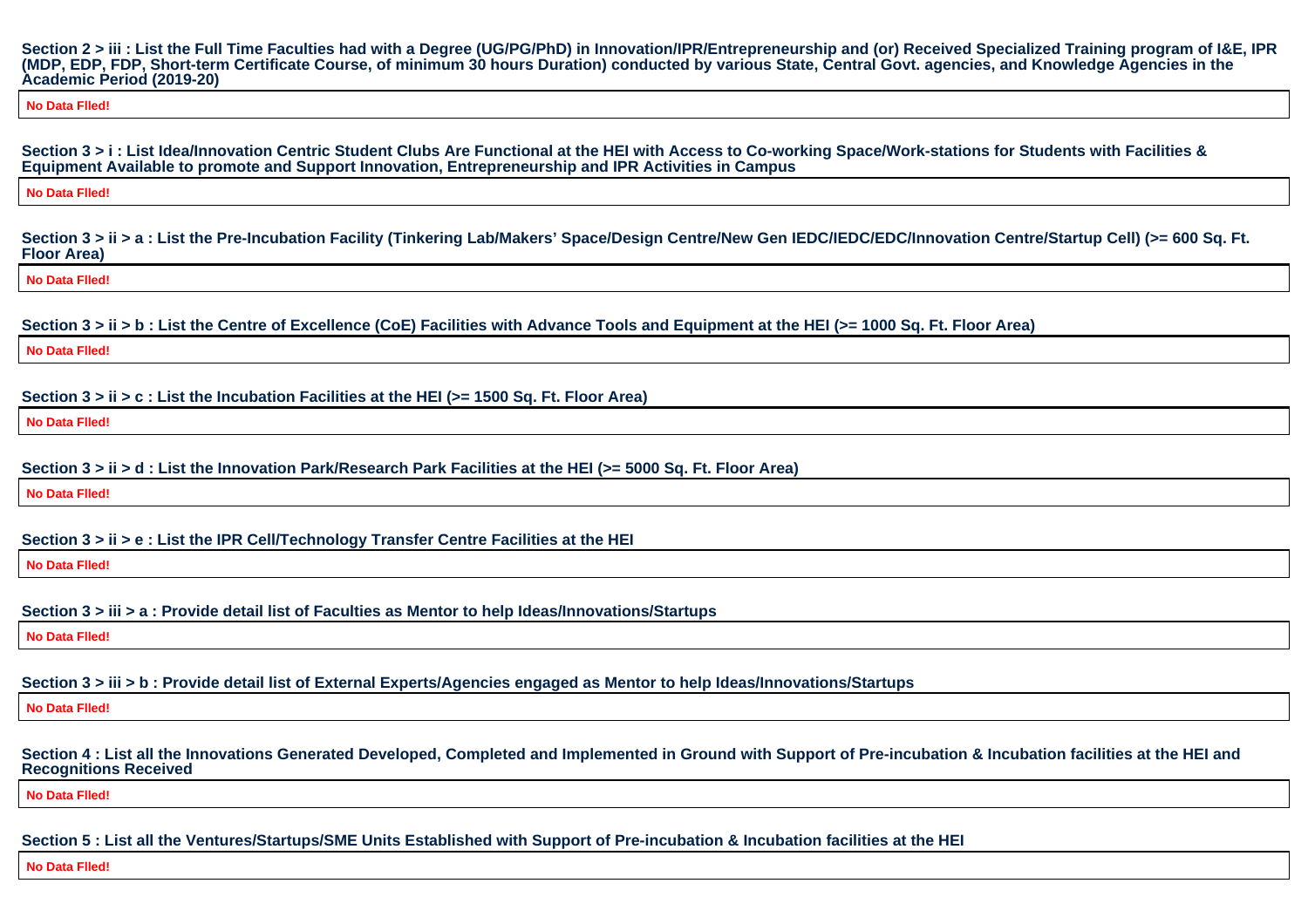**Section 2 > iii : List the Full Time Faculties had with a Degree (UG/PG/PhD) in Innovation/IPR/Entrepreneurship and (or) Received Specialized Training program of I&E, IPR (MDP, EDP, FDP, Short-term Certificate Course, of minimum 30 hours Duration) conducted by various State, Central Govt. agencies, and Knowledge Agencies in the Academic Period (2019-20)**

**No Data FIled!**

**Section 3 > i : List Idea/Innovation Centric Student Clubs Are Functional at the HEI with Access to Co-working Space/Work-stations for Students with Facilities & Equipment Available to promote and Support Innovation, Entrepreneurship and IPR Activities in Campus**

**No Data FIled!**

**Section 3 > ii > a : List the Pre-Incubation Facility (Tinkering Lab/Makers' Space/Design Centre/New Gen IEDC/IEDC/EDC/Innovation Centre/Startup Cell) (>= 600 Sq. Ft. Floor Area)**

**No Data FIled!**

**Section 3 > ii > b : List the Centre of Excellence (CoE) Facilities with Advance Tools and Equipment at the HEI (>= 1000 Sq. Ft. Floor Area)**

**No Data FIled!**

**Section 3 > ii > c : List the Incubation Facilities at the HEI (>= 1500 Sq. Ft. Floor Area)**

**No Data FIled!**

**Section 3 > ii > d : List the Innovation Park/Research Park Facilities at the HEI (>= 5000 Sq. Ft. Floor Area)**

**No Data FIled!**

**Section 3 > ii > e : List the IPR Cell/Technology Transfer Centre Facilities at the HEI**

**No Data FIled!**

**Section 3 > iii > a : Provide detail list of Faculties as Mentor to help Ideas/Innovations/Startups**

**No Data FIled!**

**Section 3 > iii > b : Provide detail list of External Experts/Agencies engaged as Mentor to help Ideas/Innovations/Startups**

**No Data FIled!**

**Section 4 : List all the Innovations Generated Developed, Completed and Implemented in Ground with Support of Pre-incubation & Incubation facilities at the HEI and Recognitions Received**

**No Data FIled!**

**Section 5 : List all the Ventures/Startups/SME Units Established with Support of Pre-incubation & Incubation facilities at the HEI**

**No Data FIled!**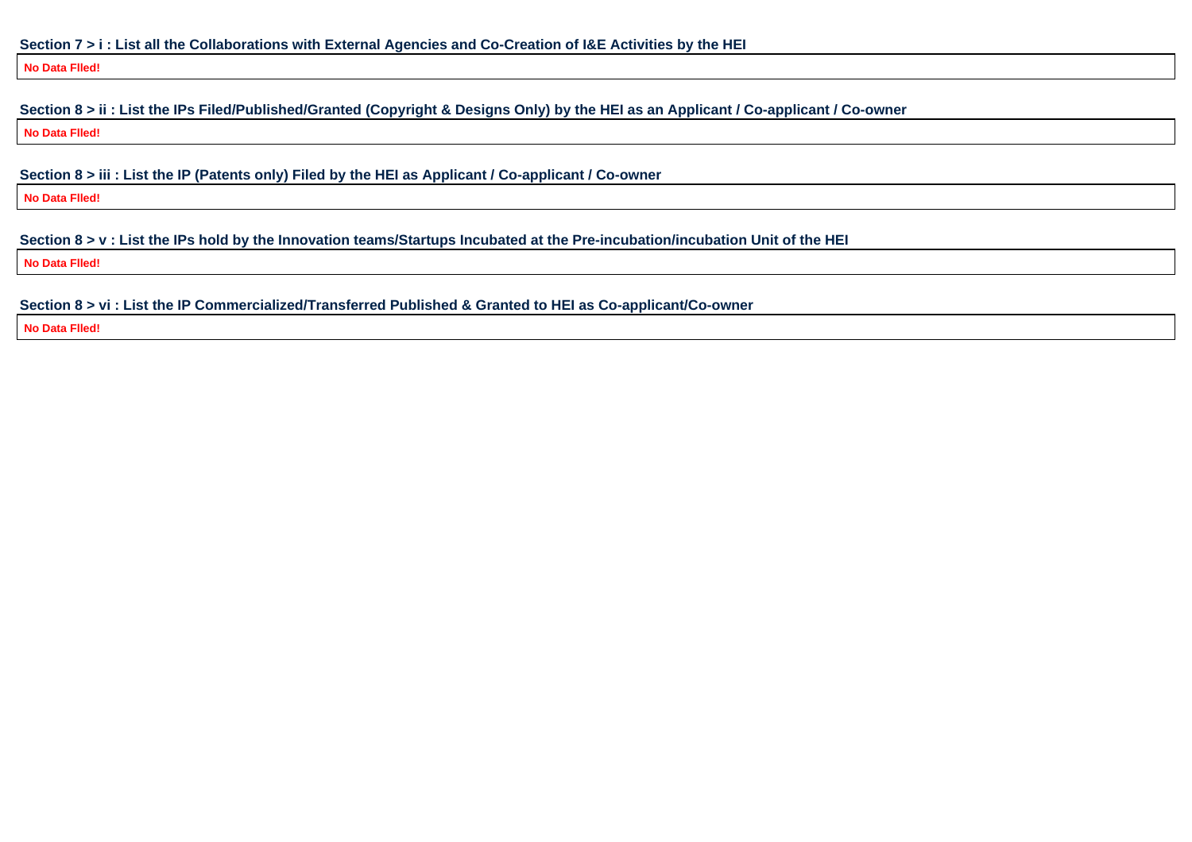**Section 7 > i : List all the Collaborations with External Agencies and Co-Creation of I&E Activities by the HEI**

| No Data FIled! |
|---|

**Section 8 > ii : List the IPs Filed/Published/Granted (Copyright & Designs Only) by the HEI as an Applicant / Co-applicant / Co-owner**

| No Data FIled! |
|---|

**Section 8 > iii : List the IP (Patents only) Filed by the HEI as Applicant / Co-applicant / Co-owner**

| No Data FIled! |
|---|

**Section 8 > v : List the IPs hold by the Innovation teams/Startups Incubated at the Pre-incubation/incubation Unit of the HEI**

| No Data FIled! |
|---|

**Section 8 > vi : List the IP Commercialized/Transferred Published & Granted to HEI as Co-applicant/Co-owner**

| No Data FIled! |
|---|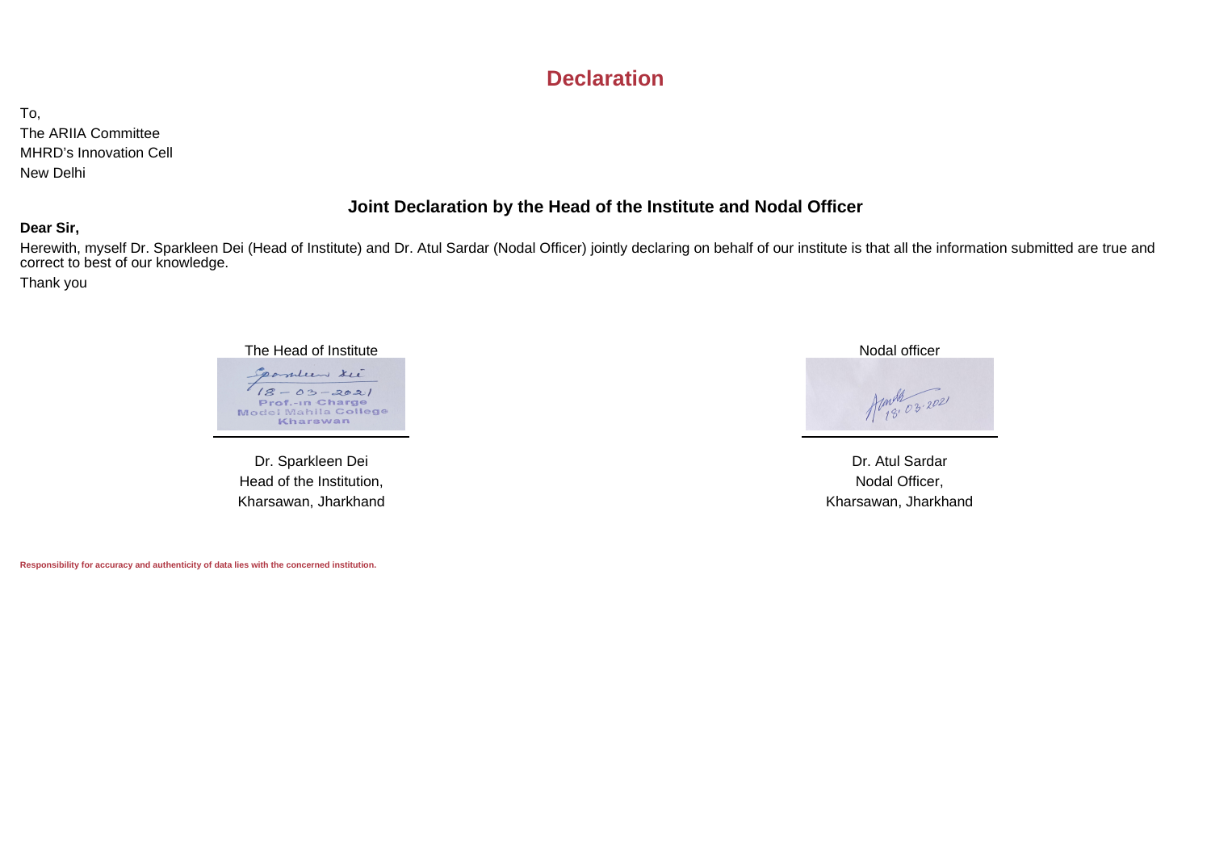# Declaration

To,

The ARIIA Committee

MHRD's Innovation Cell

New Delhi

## Joint Declaration by the Head of the Institute and Nodal Officer

**Dear Sir,**

Herewith, myself Dr. Sparkleen Dei (Head of Institute) and Dr. Atul Sardar (Nodal Officer) jointly declaring on behalf of our institute is that all the information submitted are true and correct to best of our knowledge.

Thank you

The Head of Institute

18-03-2021

Prof.-in Charge

Model Mahila College

Kharswan

Dr. Sparkleen Dei

Head of the Institution,

Kharsawan, Jharkhand

Nodal officer

18.03.2021

Dr. Atul Sardar

Nodal Officer,

Kharsawan, Jharkhand

**Responsibility for accuracy and authenticity of data lies with the concerned institution.**